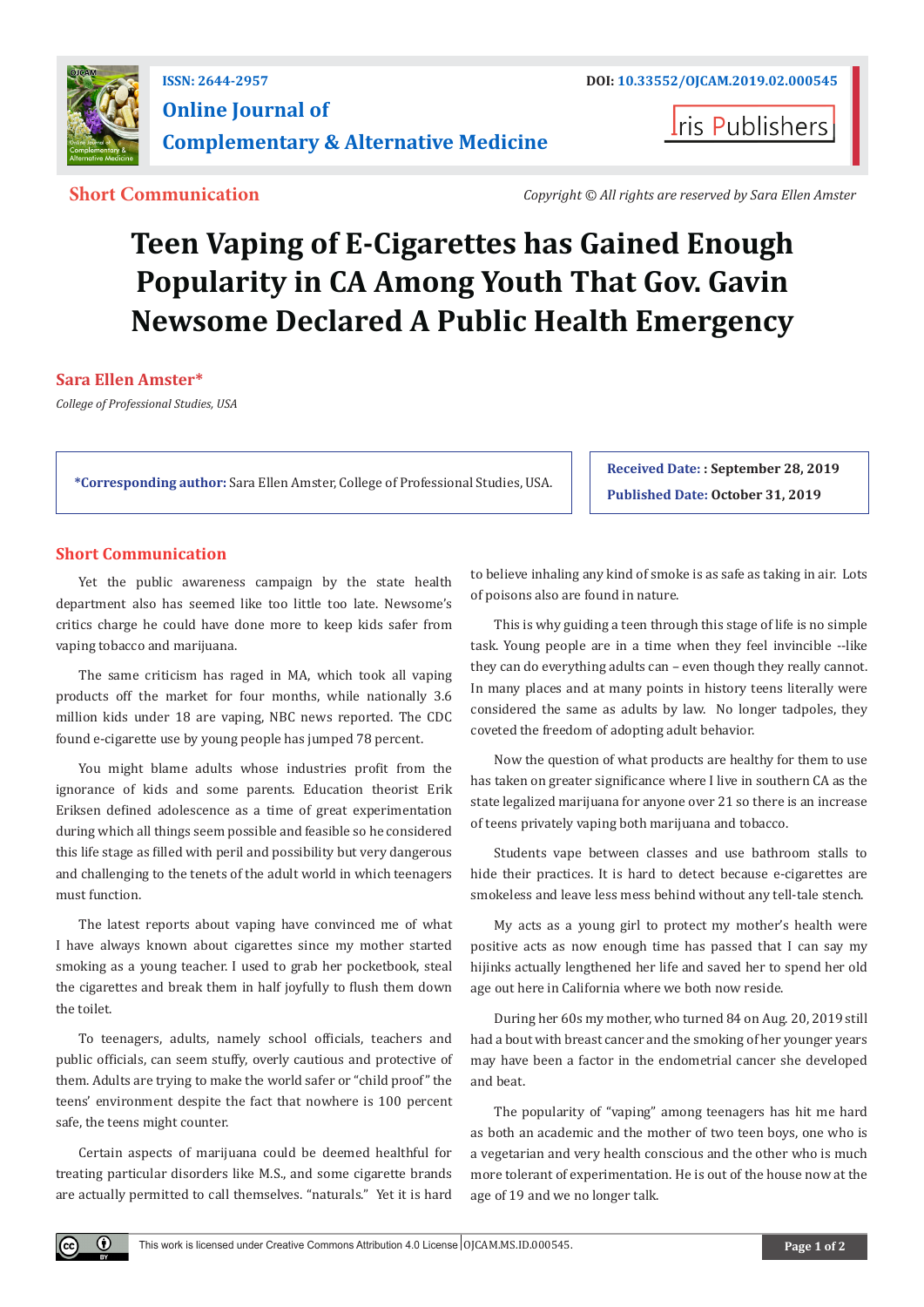ISSN: 2644-2957

DOI: 10.33552/OJCAM.2019.02.000545

**Online Journal of Complementary & Alternative Medicine**

Iris Publishers

**Short Communication**

*Copyright © All rights are reserved by Sara Ellen Amster*

# Teen Vaping of E-Cigarettes has Gained Enough Popularity in CA Among Youth That Gov. Gavin Newsome Declared A Public Health Emergency

**Sara Ellen Amster***

*College of Professional Studies, USA*

**\*Corresponding author:** Sara Ellen Amster, College of Professional Studies, USA.

**Received Date:** : September 28, 2019

**Published Date:** October 31, 2019

## Short Communication

Yet the public awareness campaign by the state health department also has seemed like too little too late. Newsome's critics charge he could have done more to keep kids safer from vaping tobacco and marijuana.

The same criticism has raged in MA, which took all vaping products off the market for four months, while nationally 3.6 million kids under 18 are vaping, NBC news reported. The CDC found e-cigarette use by young people has jumped 78 percent.

You might blame adults whose industries profit from the ignorance of kids and some parents. Education theorist Erik Eriksen defined adolescence as a time of great experimentation during which all things seem possible and feasible so he considered this life stage as filled with peril and possibility but very dangerous and challenging to the tenets of the adult world in which teenagers must function.

The latest reports about vaping have convinced me of what I have always known about cigarettes since my mother started smoking as a young teacher. I used to grab her pocketbook, steal the cigarettes and break them in half joyfully to flush them down the toilet.

To teenagers, adults, namely school officials, teachers and public officials, can seem stuffy, overly cautious and protective of them. Adults are trying to make the world safer or "child proof" the teens' environment despite the fact that nowhere is 100 percent safe, the teens might counter.

Certain aspects of marijuana could be deemed healthful for treating particular disorders like M.S., and some cigarette brands are actually permitted to call themselves. "naturals." Yet it is hard to believe inhaling any kind of smoke is as safe as taking in air. Lots of poisons also are found in nature.

This is why guiding a teen through this stage of life is no simple task. Young people are in a time when they feel invincible --like they can do everything adults can – even though they really cannot. In many places and at many points in history teens literally were considered the same as adults by law. No longer tadpoles, they coveted the freedom of adopting adult behavior.

Now the question of what products are healthy for them to use has taken on greater significance where I live in southern CA as the state legalized marijuana for anyone over 21 so there is an increase of teens privately vaping both marijuana and tobacco.

Students vape between classes and use bathroom stalls to hide their practices. It is hard to detect because e-cigarettes are smokeless and leave less mess behind without any tell-tale stench.

My acts as a young girl to protect my mother's health were positive acts as now enough time has passed that I can say my hijinks actually lengthened her life and saved her to spend her old age out here in California where we both now reside.

During her 60s my mother, who turned 84 on Aug. 20, 2019 still had a bout with breast cancer and the smoking of her younger years may have been a factor in the endometrial cancer she developed and beat.

The popularity of "vaping" among teenagers has hit me hard as both an academic and the mother of two teen boys, one who is a vegetarian and very health conscious and the other who is much more tolerant of experimentation. He is out of the house now at the age of 19 and we no longer talk.

This work is licensed under Creative Commons Attribution 4.0 License | OJCAM.MS.ID.000545.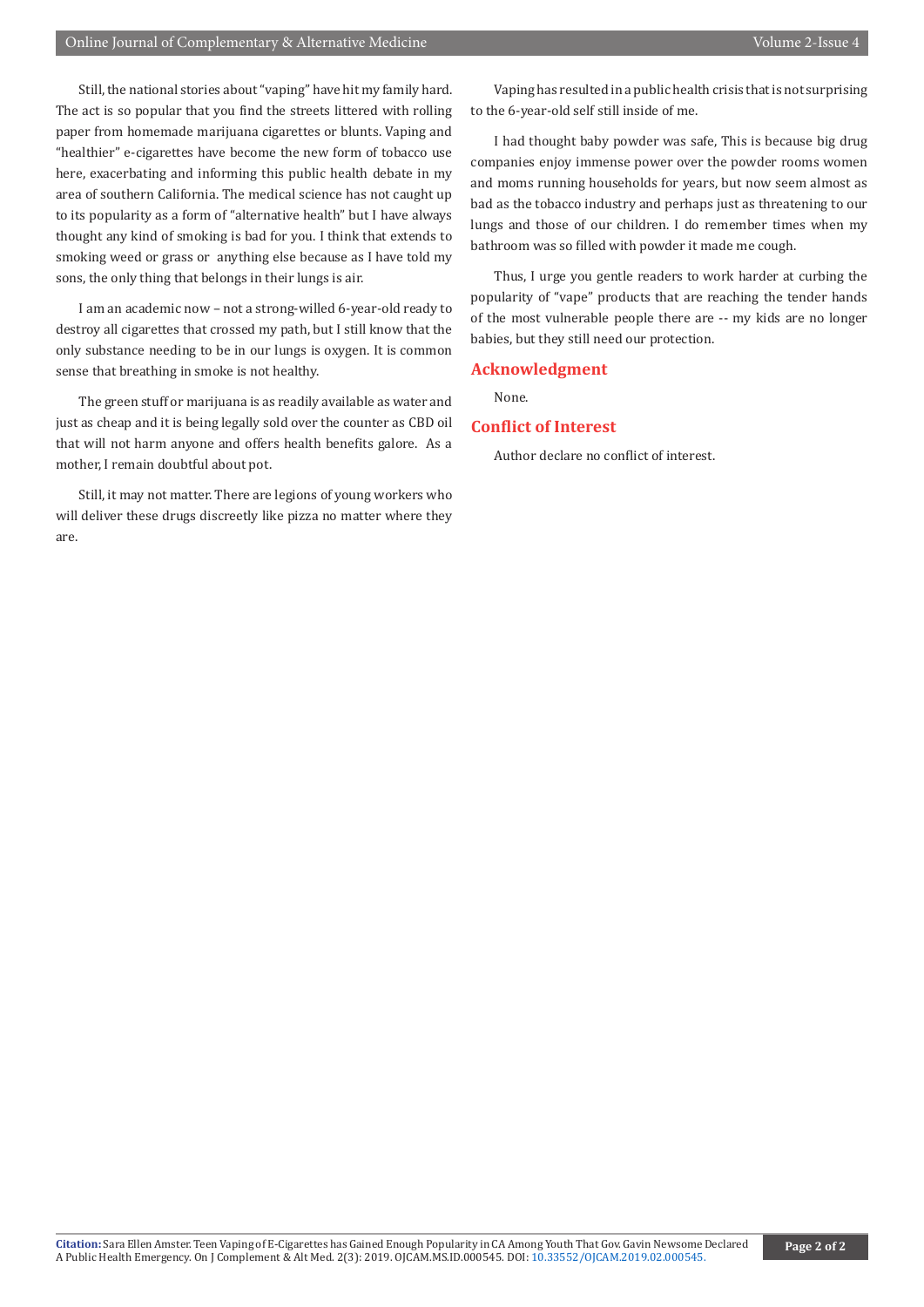Still, the national stories about "vaping" have hit my family hard. The act is so popular that you find the streets littered with rolling paper from homemade marijuana cigarettes or blunts. Vaping and "healthier" e-cigarettes have become the new form of tobacco use here, exacerbating and informing this public health debate in my area of southern California. The medical science has not caught up to its popularity as a form of "alternative health" but I have always thought any kind of smoking is bad for you. I think that extends to smoking weed or grass or anything else because as I have told my sons, the only thing that belongs in their lungs is air.

I am an academic now – not a strong-willed 6-year-old ready to destroy all cigarettes that crossed my path, but I still know that the only substance needing to be in our lungs is oxygen. It is common sense that breathing in smoke is not healthy.

The green stuff or marijuana is as readily available as water and just as cheap and it is being legally sold over the counter as CBD oil that will not harm anyone and offers health benefits galore. As a mother, I remain doubtful about pot.

Still, it may not matter. There are legions of young workers who will deliver these drugs discreetly like pizza no matter where they are.

Vaping has resulted in a public health crisis that is not surprising to the 6-year-old self still inside of me.

I had thought baby powder was safe, This is because big drug companies enjoy immense power over the powder rooms women and moms running households for years, but now seem almost as bad as the tobacco industry and perhaps just as threatening to our lungs and those of our children. I do remember times when my bathroom was so filled with powder it made me cough.

Thus, I urge you gentle readers to work harder at curbing the popularity of "vape" products that are reaching the tender hands of the most vulnerable people there are -- my kids are no longer babies, but they still need our protection.

## Acknowledgment

None.

## Conflict of Interest

Author declare no conflict of interest.